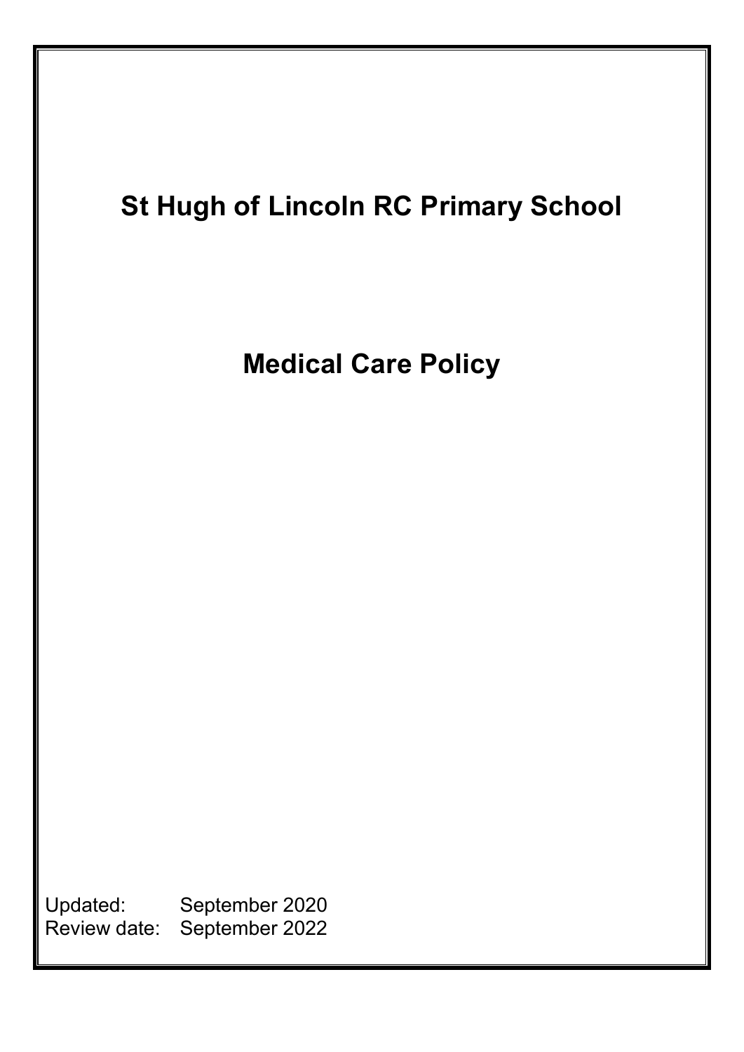# St Hugh of Lincoln RC Primary School

## Medical Care Policy

Updated: September 2020
Review date: September 2022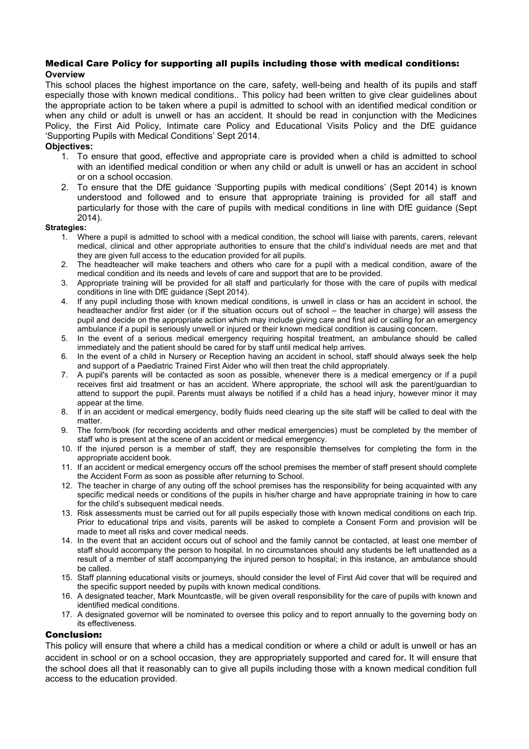## Medical Care Policy for supporting all pupils including those with medical conditions:

### Overview

This school places the highest importance on the care, safety, well-being and health of its pupils and staff especially those with known medical conditions.. This policy had been written to give clear guidelines about the appropriate action to be taken where a pupil is admitted to school with an identified medical condition or when any child or adult is unwell or has an accident. It should be read in conjunction with the Medicines Policy, the First Aid Policy, Intimate care Policy and Educational Visits Policy and the DfE guidance 'Supporting Pupils with Medical Conditions' Sept 2014.

### Objectives:

1. To ensure that good, effective and appropriate care is provided when a child is admitted to school with an identified medical condition or when any child or adult is unwell or has an accident in school or on a school occasion.
2. To ensure that the DfE guidance 'Supporting pupils with medical conditions' (Sept 2014) is known understood and followed and to ensure that appropriate training is provided for all staff and particularly for those with the care of pupils with medical conditions in line with DfE guidance (Sept 2014).

### Strategies:

1. Where a pupil is admitted to school with a medical condition, the school will liaise with parents, carers, relevant medical, clinical and other appropriate authorities to ensure that the child's individual needs are met and that they are given full access to the education provided for all pupils.
2. The headteacher will make teachers and others who care for a pupil with a medical condition, aware of the medical condition and its needs and levels of care and support that are to be provided.
3. Appropriate training will be provided for all staff and particularly for those with the care of pupils with medical conditions in line with DfE guidance (Sept 2014).
4. If any pupil including those with known medical conditions, is unwell in class or has an accident in school, the headteacher and/or first aider (or if the situation occurs out of school – the teacher in charge) will assess the pupil and decide on the appropriate action which may include giving care and first aid or calling for an emergency ambulance if a pupil is seriously unwell or injured or their known medical condition is causing concern.
5. In the event of a serious medical emergency requiring hospital treatment, an ambulance should be called immediately and the patient should be cared for by staff until medical help arrives.
6. In the event of a child in Nursery or Reception having an accident in school, staff should always seek the help and support of a Paediatric Trained First Aider who will then treat the child appropriately.
7. A pupil's parents will be contacted as soon as possible, whenever there is a medical emergency or if a pupil receives first aid treatment or has an accident. Where appropriate, the school will ask the parent/guardian to attend to support the pupil. Parents must always be notified if a child has a head injury, however minor it may appear at the time.
8. If in an accident or medical emergency, bodily fluids need clearing up the site staff will be called to deal with the matter.
9. The form/book (for recording accidents and other medical emergencies) must be completed by the member of staff who is present at the scene of an accident or medical emergency.
10. If the injured person is a member of staff, they are responsible themselves for completing the form in the appropriate accident book.
11. If an accident or medical emergency occurs off the school premises the member of staff present should complete the Accident Form as soon as possible after returning to School.
12. The teacher in charge of any outing off the school premises has the responsibility for being acquainted with any specific medical needs or conditions of the pupils in his/her charge and have appropriate training in how to care for the child's subsequent medical needs.
13. Risk assessments must be carried out for all pupils especially those with known medical conditions on each trip. Prior to educational trips and visits, parents will be asked to complete a Consent Form and provision will be made to meet all risks and cover medical needs.
14. In the event that an accident occurs out of school and the family cannot be contacted, at least one member of staff should accompany the person to hospital. In no circumstances should any students be left unattended as a result of a member of staff accompanying the injured person to hospital; in this instance, an ambulance should be called.
15. Staff planning educational visits or journeys, should consider the level of First Aid cover that will be required and the specific support needed by pupils with known medical conditions.
16. A designated teacher, Mark Mountcastle, will be given overall responsibility for the care of pupils with known and identified medical conditions.
17. A designated governor will be nominated to oversee this policy and to report annually to the governing body on its effectiveness.

## Conclusion:

This policy will ensure that where a child has a medical condition or where a child or adult is unwell or has an accident in school or on a school occasion, they are appropriately supported and cared for**.** It will ensure that the school does all that it reasonably can to give all pupils including those with a known medical condition full access to the education provided.